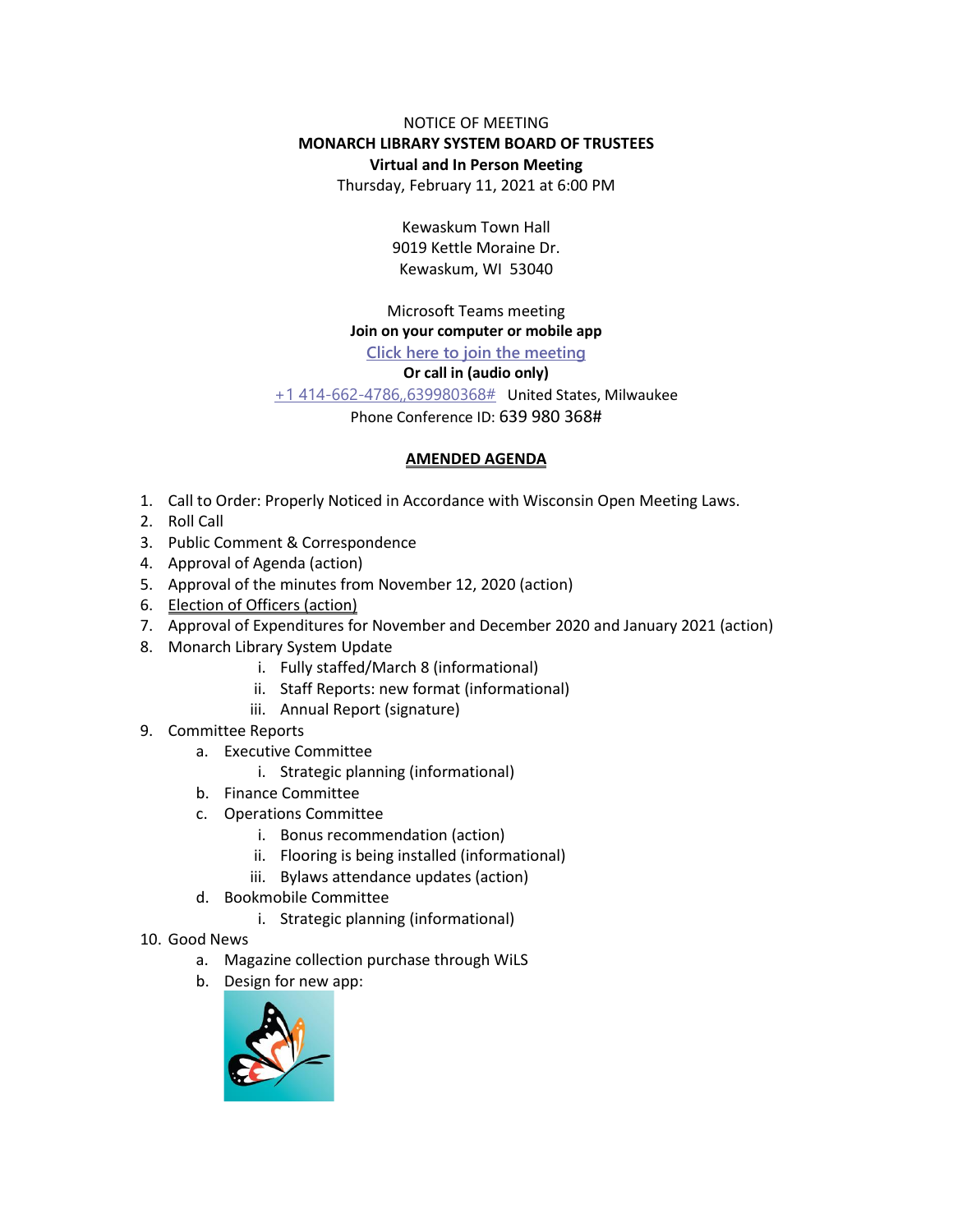NOTICE OF MEETING

**MONARCH LIBRARY SYSTEM BOARD OF TRUSTEES**

**Virtual and In Person Meeting**

Thursday, February 11, 2021 at 6:00 PM

Kewaskum Town Hall
9019 Kettle Moraine Dr.
Kewaskum, WI 53040

Microsoft Teams meeting

**Join on your computer or mobile app**

[Click here to join the meeting]

**Or call in (audio only)**

+1 414-662-4786,,639980368# United States, Milwaukee

Phone Conference ID: 639 980 368#

## AMENDED AGENDA

1. Call to Order: Properly Noticed in Accordance with Wisconsin Open Meeting Laws.
2. Roll Call
3. Public Comment & Correspondence
4. Approval of Agenda (action)
5. Approval of the minutes from November 12, 2020 (action)
6. Election of Officers (action)
7. Approval of Expenditures for November and December 2020 and January 2021 (action)
8. Monarch Library System Update
   - i. Fully staffed/March 8 (informational)
   - ii. Staff Reports: new format (informational)
   - iii. Annual Report (signature)
9. Committee Reports
   - a. Executive Committee
     - i. Strategic planning (informational)
   - b. Finance Committee
   - c. Operations Committee
     - i. Bonus recommendation (action)
     - ii. Flooring is being installed (informational)
     - iii. Bylaws attendance updates (action)
   - d. Bookmobile Committee
     - i. Strategic planning (informational)
10. Good News
    - a. Magazine collection purchase through WiLS
    - b. Design for new app: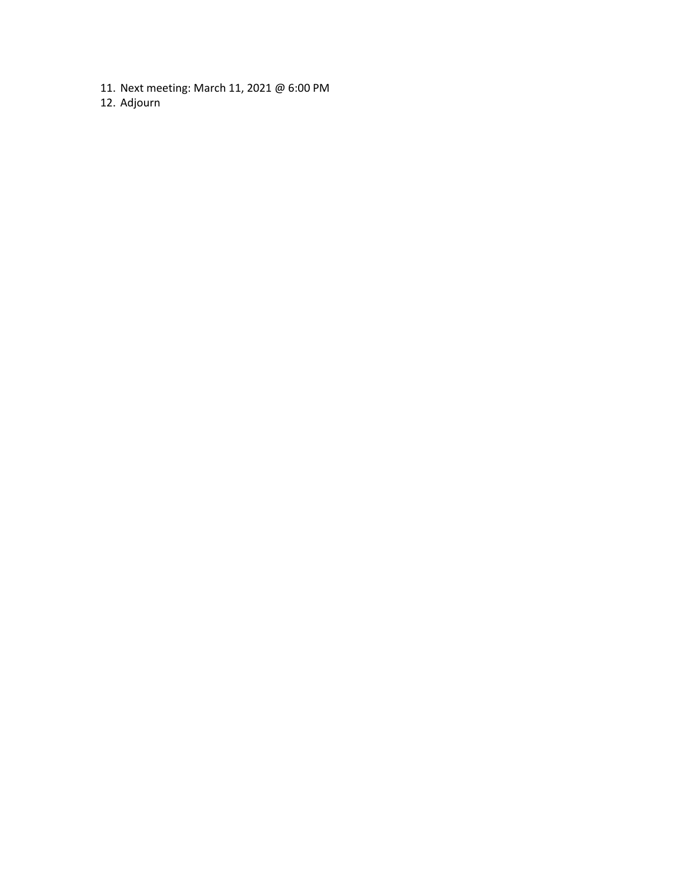11. Next meeting: March 11, 2021 @ 6:00 PM
12. Adjourn